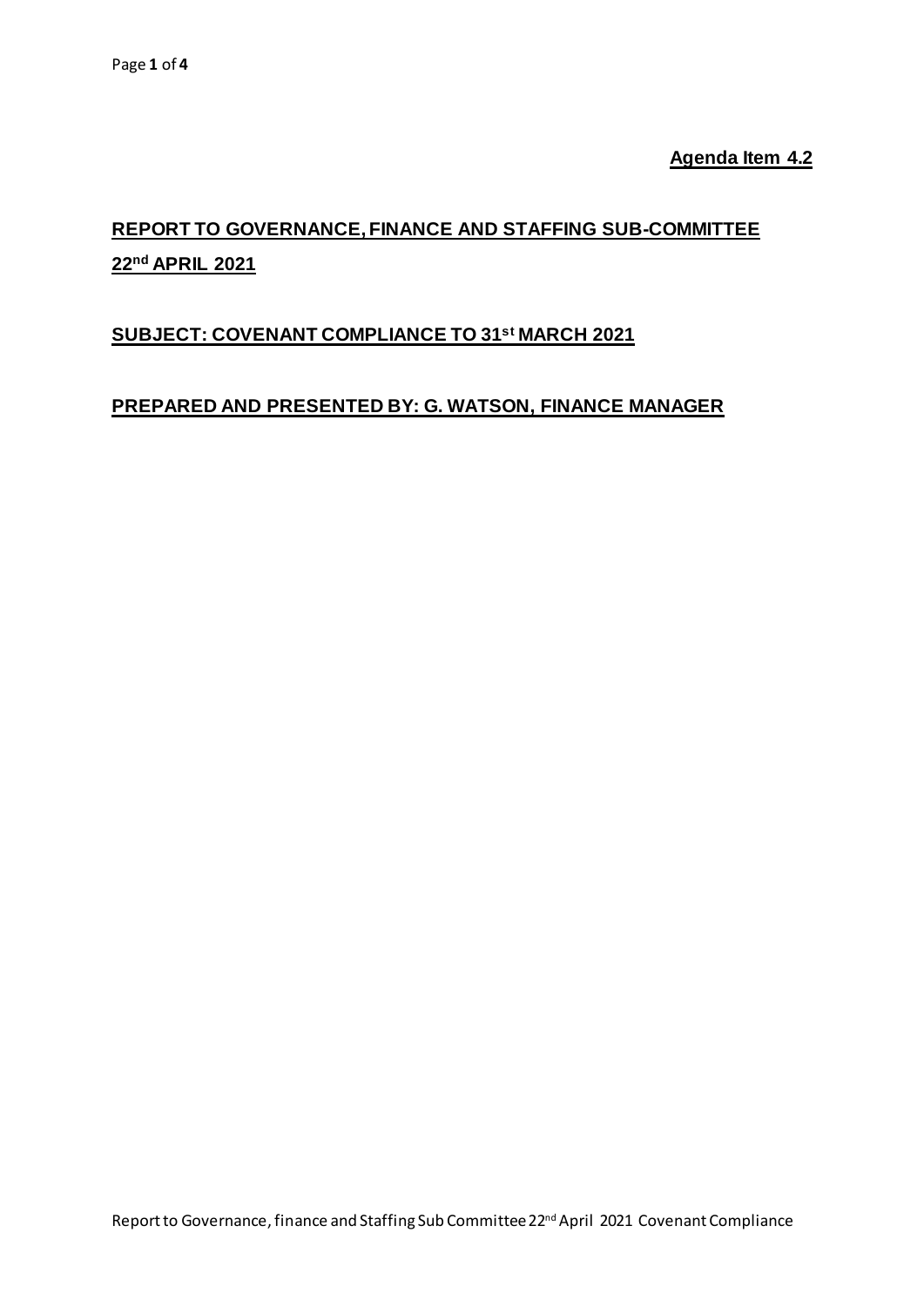**Agenda Item 4.2**

## REPORT TO GOVERNANCE, FINANCE AND STAFFING SUB-COMMITTEE 22nd APRIL 2021

## SUBJECT: COVENANT COMPLIANCE TO 31st MARCH 2021

## PREPARED AND PRESENTED BY: G. WATSON, FINANCE MANAGER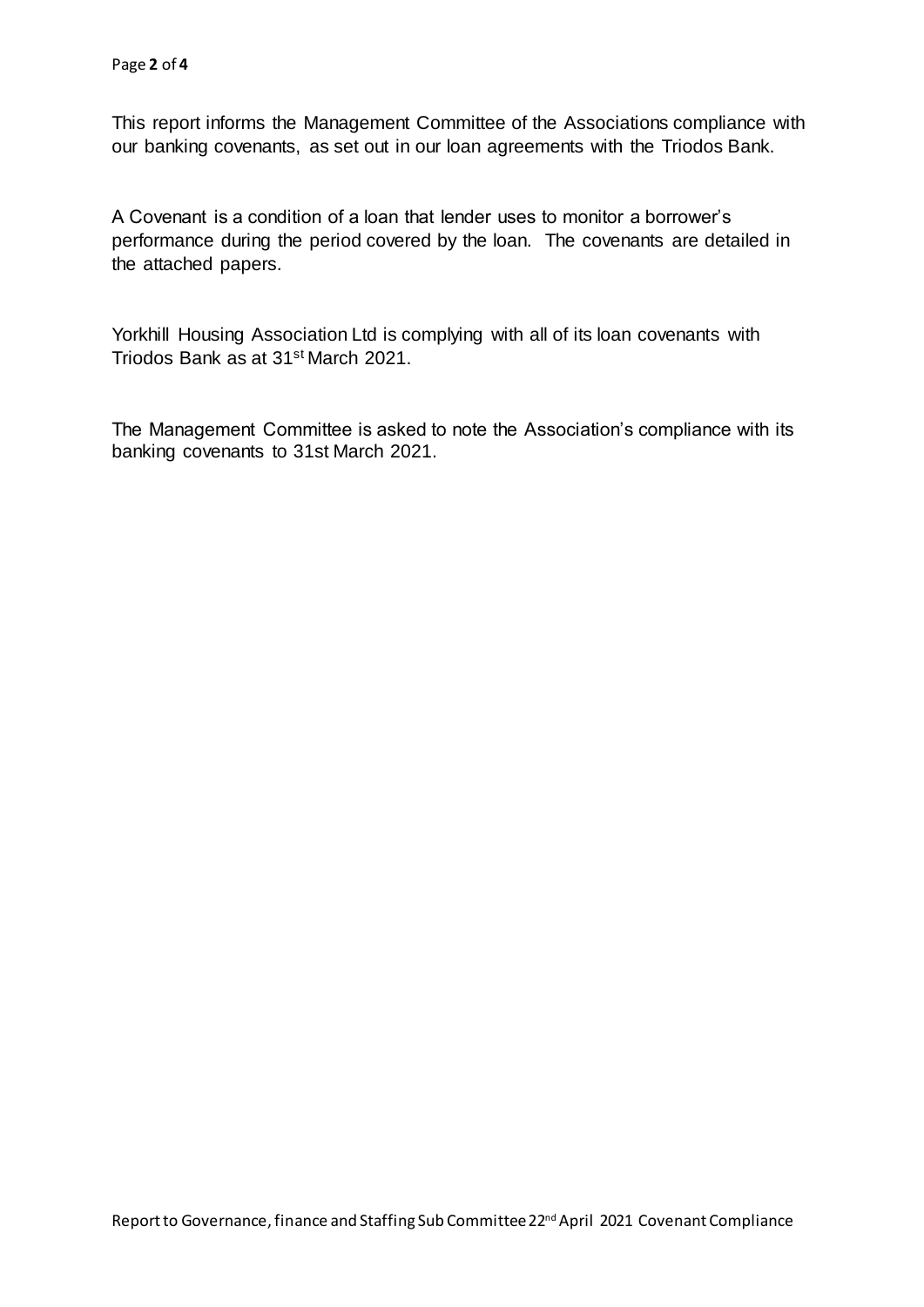This report informs the Management Committee of the Associations compliance with our banking covenants, as set out in our loan agreements with the Triodos Bank.

A Covenant is a condition of a loan that lender uses to monitor a borrower's performance during the period covered by the loan. The covenants are detailed in the attached papers.

Yorkhill Housing Association Ltd is complying with all of its loan covenants with Triodos Bank as at 31st March 2021.

The Management Committee is asked to note the Association's compliance with its banking covenants to 31st March 2021.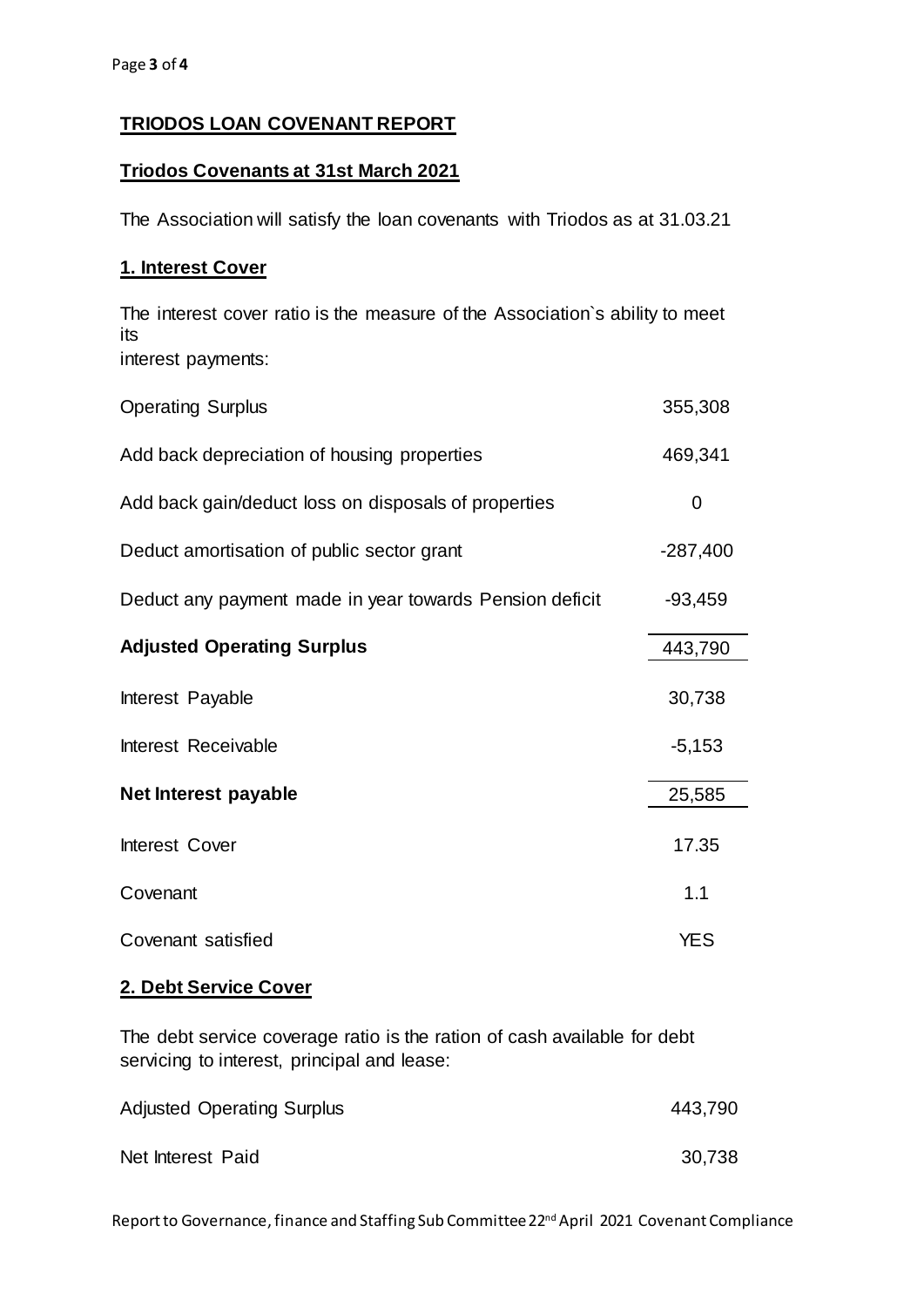## TRIODOS LOAN COVENANT REPORT

### Triodos Covenants at 31st March 2021

The Association will satisfy the loan covenants with Triodos as at 31.03.21

### 1. Interest Cover

The interest cover ratio is the measure of the Association`s ability to meet its
interest payments:

| | |
|---|---|
| Operating Surplus | 355,308 |
| Add back depreciation of housing properties | 469,341 |
| Add back gain/deduct loss on disposals of properties | 0 |
| Deduct amortisation of public sector grant | -287,400 |
| Deduct any payment made in year towards Pension deficit | -93,459 |
| **Adjusted Operating Surplus** | 443,790 |
| Interest Payable | 30,738 |
| Interest Receivable | -5,153 |
| **Net Interest payable** | 25,585 |
| Interest Cover | 17.35 |
| Covenant | 1.1 |
| Covenant satisfied | YES |

### 2. Debt Service Cover

The debt service coverage ratio is the ration of cash available for debt servicing to interest, principal and lease:

| | |
|---|---|
| Adjusted Operating Surplus | 443,790 |
| Net Interest Paid | 30,738 |

Report to Governance, finance and Staffing Sub Committee 22nd April 2021 Covenant Compliance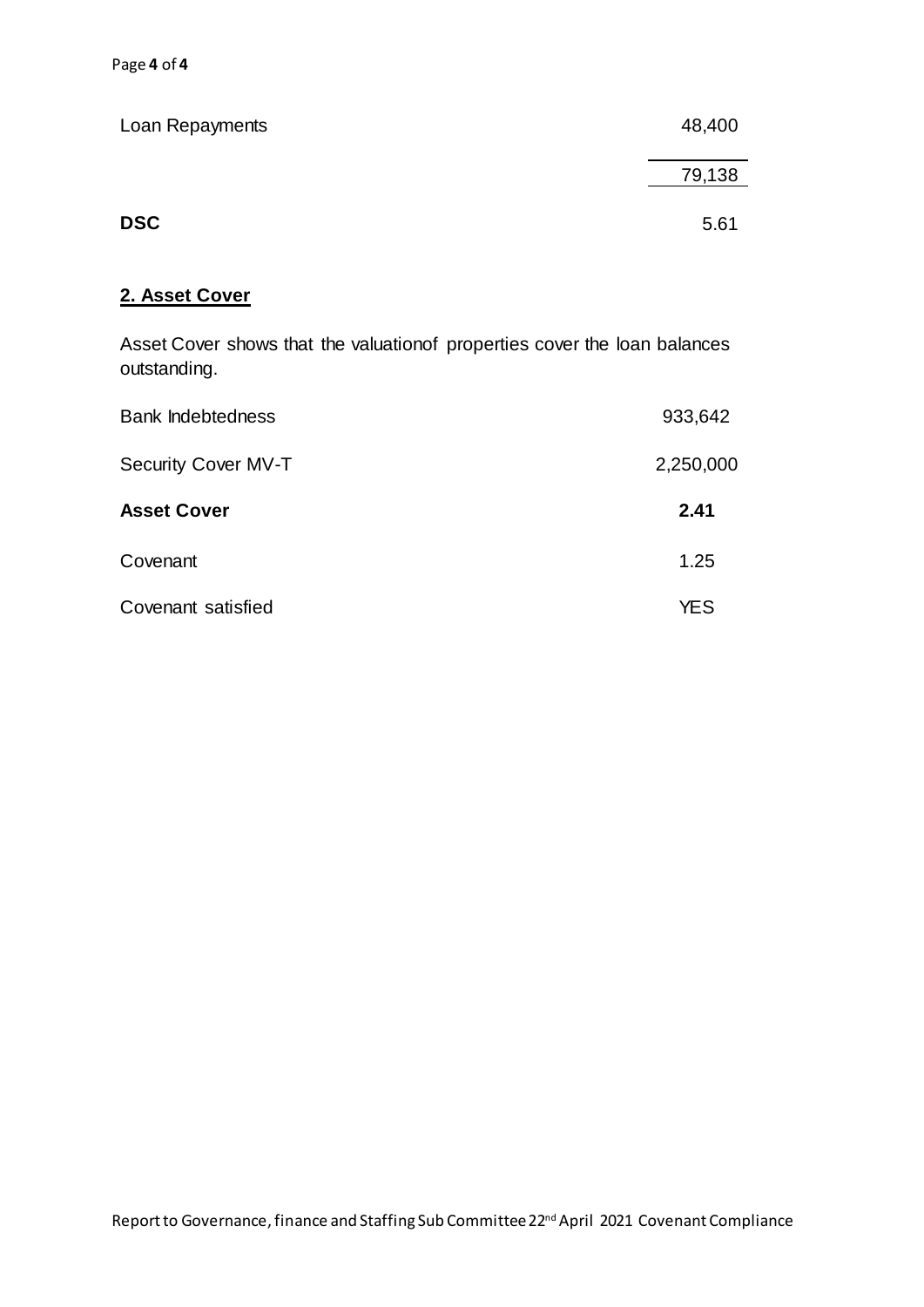| | |
|---|---|
| Loan Repayments | 48,400 |
| | 79,138 |
| **DSC** | 5.61 |

## 2. Asset Cover

Asset Cover shows that the valuationof properties cover the loan balances outstanding.

| | |
|---|---|
| Bank Indebtedness | 933,642 |
| Security Cover MV-T | 2,250,000 |
| **Asset Cover** | **2.41** |
| Covenant | 1.25 |
| Covenant satisfied | YES |